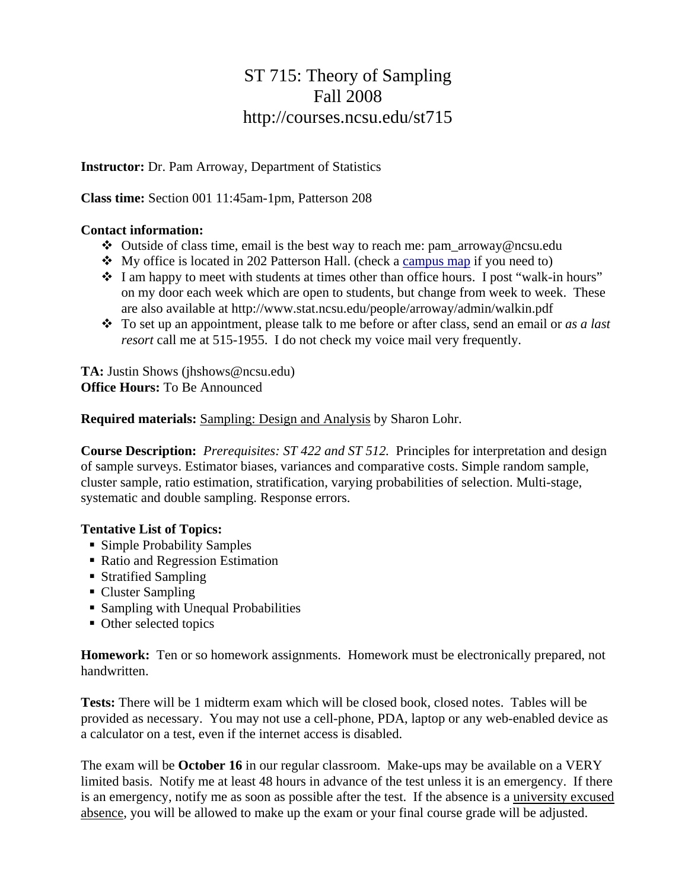# ST 715: Theory of Sampling
## Fall 2008
## http://courses.ncsu.edu/st715

**Instructor:** Dr. Pam Arroway, Department of Statistics

**Class time:** Section 001 11:45am-1pm, Patterson 208

**Contact information:**

- Outside of class time, email is the best way to reach me: pam_arroway@ncsu.edu
- My office is located in 202 Patterson Hall. (check a campus map if you need to)
- I am happy to meet with students at times other than office hours. I post "walk-in hours" on my door each week which are open to students, but change from week to week. These are also available at http://www.stat.ncsu.edu/people/arroway/admin/walkin.pdf
- To set up an appointment, please talk to me before or after class, send an email or *as a last resort* call me at 515-1955. I do not check my voice mail very frequently.

**TA:** Justin Shows (jhshows@ncsu.edu)
**Office Hours:** To Be Announced

**Required materials:** Sampling: Design and Analysis by Sharon Lohr.

**Course Description:** *Prerequisites: ST 422 and ST 512.* Principles for interpretation and design of sample surveys. Estimator biases, variances and comparative costs. Simple random sample, cluster sample, ratio estimation, stratification, varying probabilities of selection. Multi-stage, systematic and double sampling. Response errors.

**Tentative List of Topics:**

- Simple Probability Samples
- Ratio and Regression Estimation
- Stratified Sampling
- Cluster Sampling
- Sampling with Unequal Probabilities
- Other selected topics

**Homework:** Ten or so homework assignments. Homework must be electronically prepared, not handwritten.

**Tests:** There will be 1 midterm exam which will be closed book, closed notes. Tables will be provided as necessary. You may not use a cell-phone, PDA, laptop or any web-enabled device as a calculator on a test, even if the internet access is disabled.

The exam will be **October 16** in our regular classroom. Make-ups may be available on a VERY limited basis. Notify me at least 48 hours in advance of the test unless it is an emergency. If there is an emergency, notify me as soon as possible after the test. If the absence is a university excused absence, you will be allowed to make up the exam or your final course grade will be adjusted.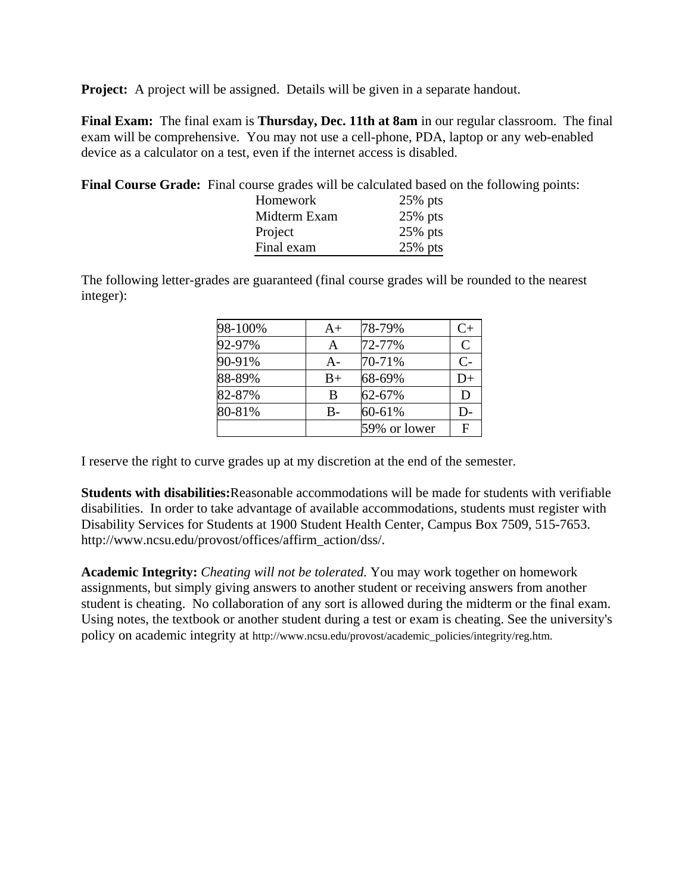**Project:** A project will be assigned. Details will be given in a separate handout.

**Final Exam:** The final exam is **Thursday, Dec. 11th at 8am** in our regular classroom. The final exam will be comprehensive. You may not use a cell-phone, PDA, laptop or any web-enabled device as a calculator on a test, even if the internet access is disabled.

**Final Course Grade:** Final course grades will be calculated based on the following points:

| | |
|---|---|
| Homework | 25% pts |
| Midterm Exam | 25% pts |
| Project | 25% pts |
| Final exam | 25% pts |

The following letter-grades are guaranteed (final course grades will be rounded to the nearest integer):

| | | | |
|---|---|---|---|
| 98-100% | A+ | 78-79% | C+ |
| 92-97% | A | 72-77% | C |
| 90-91% | A- | 70-71% | C- |
| 88-89% | B+ | 68-69% | D+ |
| 82-87% | B | 62-67% | D |
| 80-81% | B- | 60-61% | D- |
| | | 59% or lower | F |

I reserve the right to curve grades up at my discretion at the end of the semester.

**Students with disabilities:** Reasonable accommodations will be made for students with verifiable disabilities. In order to take advantage of available accommodations, students must register with Disability Services for Students at 1900 Student Health Center, Campus Box 7509, 515-7653. http://www.ncsu.edu/provost/offices/affirm_action/dss/.

**Academic Integrity:** *Cheating will not be tolerated.* You may work together on homework assignments, but simply giving answers to another student or receiving answers from another student is cheating. No collaboration of any sort is allowed during the midterm or the final exam. Using notes, the textbook or another student during a test or exam is cheating. See the university's policy on academic integrity at http://www.ncsu.edu/provost/academic_policies/integrity/reg.htm.